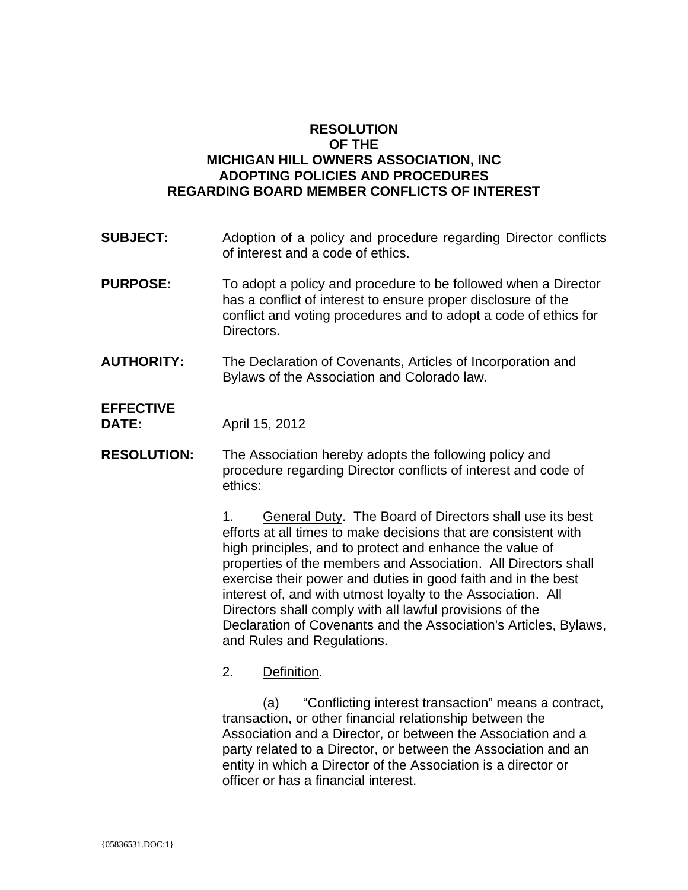# RESOLUTION
# OF THE
# MICHIGAN HILL OWNERS ASSOCIATION, INC
# ADOPTING POLICIES AND PROCEDURES
# REGARDING BOARD MEMBER CONFLICTS OF INTEREST

**SUBJECT:** Adoption of a policy and procedure regarding Director conflicts of interest and a code of ethics.

**PURPOSE:** To adopt a policy and procedure to be followed when a Director has a conflict of interest to ensure proper disclosure of the conflict and voting procedures and to adopt a code of ethics for Directors.

**AUTHORITY:** The Declaration of Covenants, Articles of Incorporation and Bylaws of the Association and Colorado law.

**EFFECTIVE DATE:** April 15, 2012

**RESOLUTION:** The Association hereby adopts the following policy and procedure regarding Director conflicts of interest and code of ethics:

1. General Duty. The Board of Directors shall use its best efforts at all times to make decisions that are consistent with high principles, and to protect and enhance the value of properties of the members and Association. All Directors shall exercise their power and duties in good faith and in the best interest of, and with utmost loyalty to the Association. All Directors shall comply with all lawful provisions of the Declaration of Covenants and the Association's Articles, Bylaws, and Rules and Regulations.

2. Definition.

(a) "Conflicting interest transaction" means a contract, transaction, or other financial relationship between the Association and a Director, or between the Association and a party related to a Director, or between the Association and an entity in which a Director of the Association is a director or officer or has a financial interest.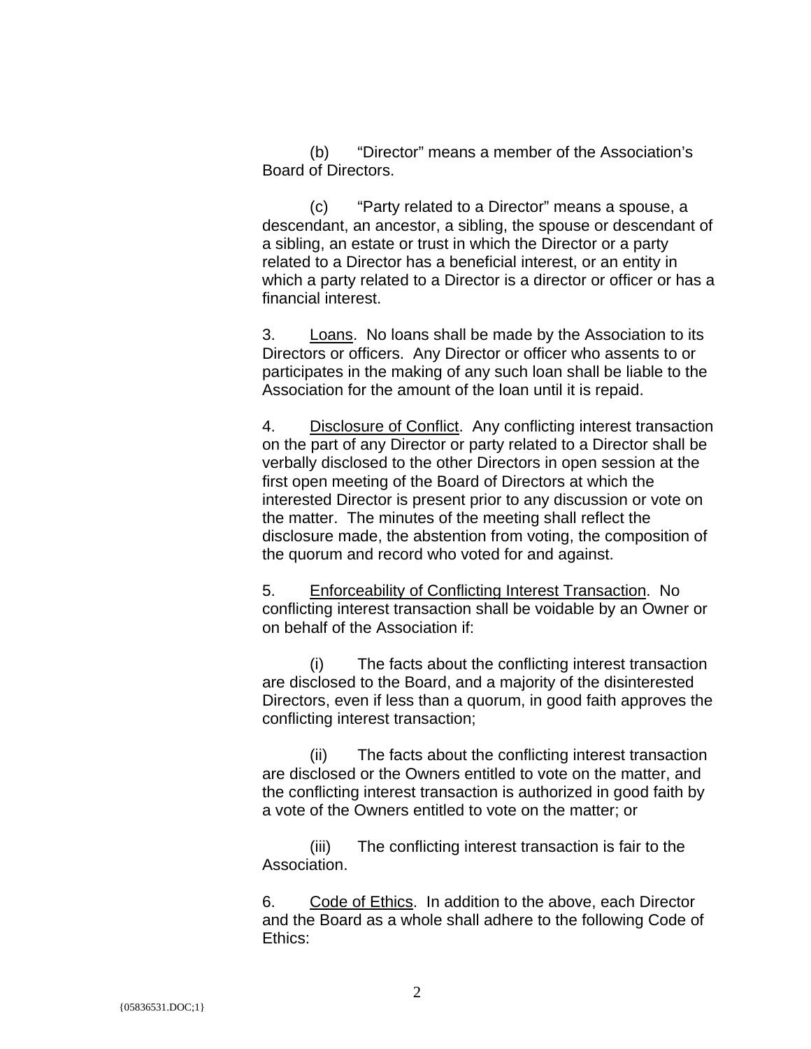(b) "Director" means a member of the Association's Board of Directors.

(c) "Party related to a Director" means a spouse, a descendant, an ancestor, a sibling, the spouse or descendant of a sibling, an estate or trust in which the Director or a party related to a Director has a beneficial interest, or an entity in which a party related to a Director is a director or officer or has a financial interest.

3. Loans. No loans shall be made by the Association to its Directors or officers. Any Director or officer who assents to or participates in the making of any such loan shall be liable to the Association for the amount of the loan until it is repaid.

4. Disclosure of Conflict. Any conflicting interest transaction on the part of any Director or party related to a Director shall be verbally disclosed to the other Directors in open session at the first open meeting of the Board of Directors at which the interested Director is present prior to any discussion or vote on the matter. The minutes of the meeting shall reflect the disclosure made, the abstention from voting, the composition of the quorum and record who voted for and against.

5. Enforceability of Conflicting Interest Transaction. No conflicting interest transaction shall be voidable by an Owner or on behalf of the Association if:

(i) The facts about the conflicting interest transaction are disclosed to the Board, and a majority of the disinterested Directors, even if less than a quorum, in good faith approves the conflicting interest transaction;

(ii) The facts about the conflicting interest transaction are disclosed or the Owners entitled to vote on the matter, and the conflicting interest transaction is authorized in good faith by a vote of the Owners entitled to vote on the matter; or

(iii) The conflicting interest transaction is fair to the Association.

6. Code of Ethics. In addition to the above, each Director and the Board as a whole shall adhere to the following Code of Ethics:

{05836531.DOC;1}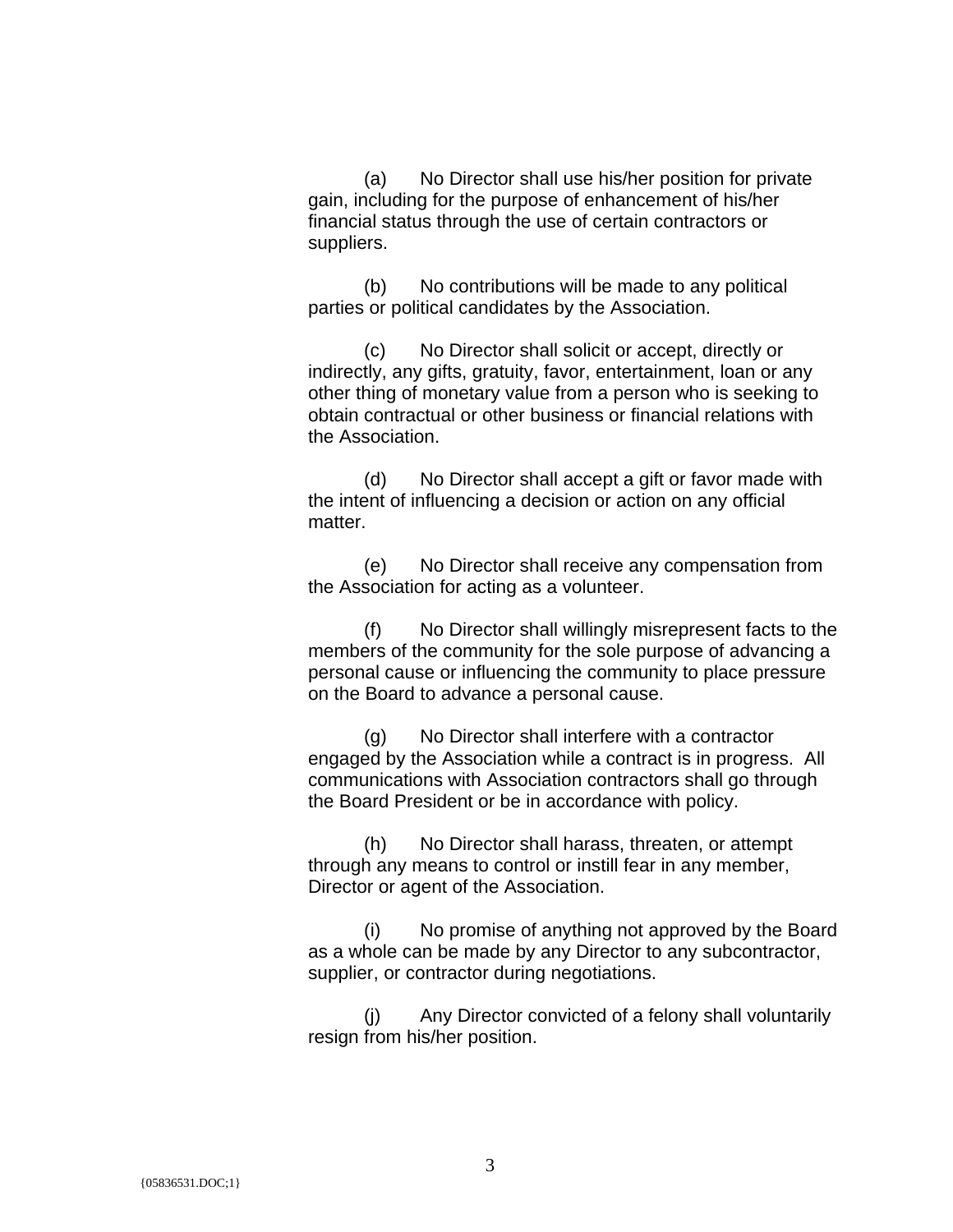(a) No Director shall use his/her position for private gain, including for the purpose of enhancement of his/her financial status through the use of certain contractors or suppliers.

(b) No contributions will be made to any political parties or political candidates by the Association.

(c) No Director shall solicit or accept, directly or indirectly, any gifts, gratuity, favor, entertainment, loan or any other thing of monetary value from a person who is seeking to obtain contractual or other business or financial relations with the Association.

(d) No Director shall accept a gift or favor made with the intent of influencing a decision or action on any official matter.

(e) No Director shall receive any compensation from the Association for acting as a volunteer.

(f) No Director shall willingly misrepresent facts to the members of the community for the sole purpose of advancing a personal cause or influencing the community to place pressure on the Board to advance a personal cause.

(g) No Director shall interfere with a contractor engaged by the Association while a contract is in progress. All communications with Association contractors shall go through the Board President or be in accordance with policy.

(h) No Director shall harass, threaten, or attempt through any means to control or instill fear in any member, Director or agent of the Association.

(i) No promise of anything not approved by the Board as a whole can be made by any Director to any subcontractor, supplier, or contractor during negotiations.

(j) Any Director convicted of a felony shall voluntarily resign from his/her position.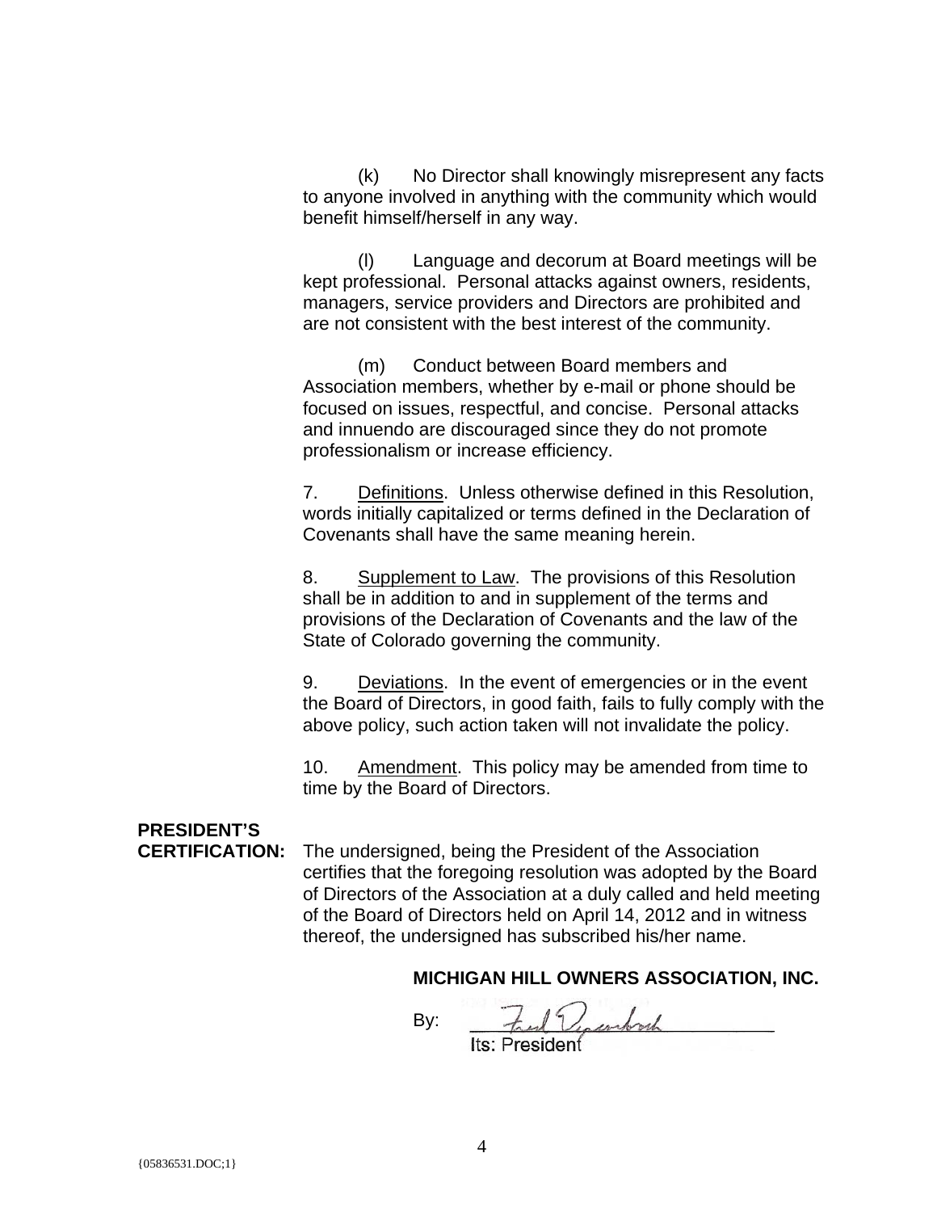(k) No Director shall knowingly misrepresent any facts to anyone involved in anything with the community which would benefit himself/herself in any way.

(l) Language and decorum at Board meetings will be kept professional. Personal attacks against owners, residents, managers, service providers and Directors are prohibited and are not consistent with the best interest of the community.

(m) Conduct between Board members and Association members, whether by e-mail or phone should be focused on issues, respectful, and concise. Personal attacks and innuendo are discouraged since they do not promote professionalism or increase efficiency.

7. Definitions. Unless otherwise defined in this Resolution, words initially capitalized or terms defined in the Declaration of Covenants shall have the same meaning herein.

8. Supplement to Law. The provisions of this Resolution shall be in addition to and in supplement of the terms and provisions of the Declaration of Covenants and the law of the State of Colorado governing the community.

9. Deviations. In the event of emergencies or in the event the Board of Directors, in good faith, fails to fully comply with the above policy, such action taken will not invalidate the policy.

10. Amendment. This policy may be amended from time to time by the Board of Directors.

**PRESIDENT'S CERTIFICATION:** The undersigned, being the President of the Association certifies that the foregoing resolution was adopted by the Board of Directors of the Association at a duly called and held meeting of the Board of Directors held on April 14, 2012 and in witness thereof, the undersigned has subscribed his/her name.

**MICHIGAN HILL OWNERS ASSOCIATION, INC.**

By: ______________________________
Its: President

{05836531.DOC;1}